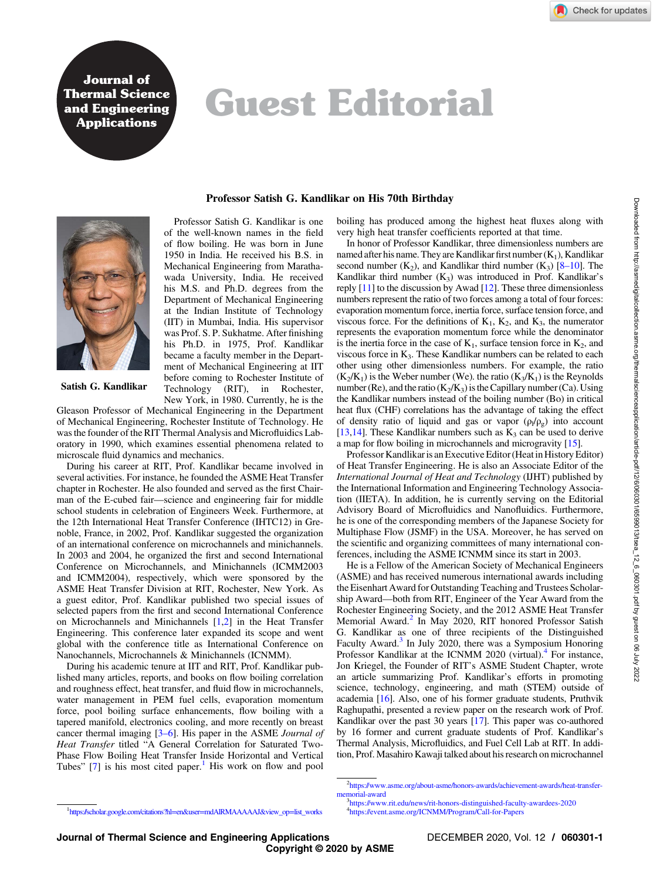# Guest Editorial

## Professor Satish G. Kandlikar on His 70th Birthday

Satish G. Kandlikar

Professor Satish G. Kandlikar is one of the well-known names in the field of flow boiling. He was born in June 1950 in India. He received his B.S. in Mechanical Engineering from Marathawada University, India. He received his M.S. and Ph.D. degrees from the Department of Mechanical Engineering at the Indian Institute of Technology (IIT) in Mumbai, India. His supervisor was Prof. S. P. Sukhatme. After finishing his Ph.D. in 1975, Prof. Kandlikar became a faculty member in the Department of Mechanical Engineering at IIT before coming to Rochester Institute of Technology (RIT), in Rochester, New York, in 1980. Currently, he is the Gleason Professor of Mechanical Engineering in the Department of Mechanical Engineering, Rochester Institute of Technology. He was the founder of the RIT Thermal Analysis and Microfluidics Laboratory in 1990, which examines essential phenomena related to microscale fluid dynamics and mechanics.

During his career at RIT, Prof. Kandlikar became involved in several activities. For instance, he founded the ASME Heat Transfer chapter in Rochester. He also founded and served as the first Chairman of the E-cubed fair—science and engineering fair for middle school students in celebration of Engineers Week. Furthermore, at the 12th International Heat Transfer Conference (IHTC12) in Grenoble, France, in 2002, Prof. Kandlikar suggested the organization of an international conference on microchannels and minichannels. In 2003 and 2004, he organized the first and second International Conference on Microchannels, and Minichannels (ICMM2003 and ICMM2004), respectively, which were sponsored by the ASME Heat Transfer Division at RIT, Rochester, New York. As a guest editor, Prof. Kandlikar published two special issues of selected papers from the first and second International Conference on Microchannels and Minichannels [1,2] in the Heat Transfer Engineering. This conference later expanded its scope and went global with the conference title as International Conference on Nanochannels, Microchannels & Minichannels (ICNMM).

During his academic tenure at IIT and RIT, Prof. Kandlikar published many articles, reports, and books on flow boiling correlation and roughness effect, heat transfer, and fluid flow in microchannels, water management in PEM fuel cells, evaporation momentum force, pool boiling surface enhancements, flow boiling with a tapered manifold, electronics cooling, and more recently on breast cancer thermal imaging [3–6]. His paper in the ASME *Journal of Heat Transfer* titled "A General Correlation for Saturated Two-Phase Flow Boiling Heat Transfer Inside Horizontal and Vertical Tubes" [7] is his most cited paper.[1] His work on flow and pool boiling has produced among the highest heat fluxes along with very high heat transfer coefficients reported at that time.

In honor of Professor Kandlikar, three dimensionless numbers are named after his name. They are Kandlikar first number ($K_1$), Kandlikar second number ($K_2$), and Kandlikar third number ($K_3$) [8–10]. The Kandlikar third number ($K_3$) was introduced in Prof. Kandlikar's reply [11] to the discussion by Awad [12]. These three dimensionless numbers represent the ratio of two forces among a total of four forces: evaporation momentum force, inertia force, surface tension force, and viscous force. For the definitions of $K_1$, $K_2$, and $K_3$, the numerator represents the evaporation momentum force while the denominator is the inertia force in the case of $K_1$, surface tension force in $K_2$, and viscous force in $K_3$. These Kandlikar numbers can be related to each other using other dimensionless numbers. For example, the ratio ($K_2/K_1$) is the Weber number (We). the ratio ($K_3/K_1$) is the Reynolds number (Re), and the ratio ($K_2/K_3$) is the Capillary number (Ca). Using the Kandlikar numbers instead of the boiling number (Bo) in critical heat flux (CHF) correlations has the advantage of taking the effect of density ratio of liquid and gas or vapor ($\rho_l/\rho_g$) into account [13,14]. These Kandlikar numbers such as $K_3$ can be used to derive a map for flow boiling in microchannels and microgravity [15].

Professor Kandlikar is an Executive Editor (Heat in History Editor) of Heat Transfer Engineering. He is also an Associate Editor of the *International Journal of Heat and Technology* (IJHT) published by the International Information and Engineering Technology Association (IIETA). In addition, he is currently serving on the Editorial Advisory Board of Microfluidics and Nanofluidics. Furthermore, he is one of the corresponding members of the Japanese Society for Multiphase Flow (JSMF) in the USA. Moreover, he has served on the scientific and organizing committees of many international conferences, including the ASME ICNMM since its start in 2003.

He is a Fellow of the American Society of Mechanical Engineers (ASME) and has received numerous international awards including the Eisenhart Award for Outstanding Teaching and Trustees Scholarship Award—both from RIT, Engineer of the Year Award from the Rochester Engineering Society, and the 2012 ASME Heat Transfer Memorial Award.[2] In May 2020, RIT honored Professor Satish G. Kandlikar as one of three recipients of the Distinguished Faculty Award.[3] In July 2020, there was a Symposium Honoring Professor Kandlikar at the ICNMM 2020 (virtual).[4] For instance, Jon Kriegel, the Founder of RIT's ASME Student Chapter, wrote an article summarizing Prof. Kandlikar's efforts in promoting science, technology, engineering, and math (STEM) outside of academia [16]. Also, one of his former graduate students, Pruthvik Raghupathi, presented a review paper on the research work of Prof. Kandlikar over the past 30 years [17]. This paper was co-authored by 16 former and current graduate students of Prof. Kandlikar's Thermal Analysis, Microfluidics, and Fuel Cell Lab at RIT. In addition, Prof. Masahiro Kawaji talked about his research on microchannel

[1] https://scholar.google.com/citations?hl=en&user=mdAlRMAAAAAJ&view_op=list_works

[2] https://www.asme.org/about-asme/honors-awards/achievement-awards/heat-transfer-memorial-award

[3] https://www.rit.edu/news/rit-honors-distinguished-faculty-awardees-2020

[4] https://event.asme.org/ICNMM/Program/Call-for-Papers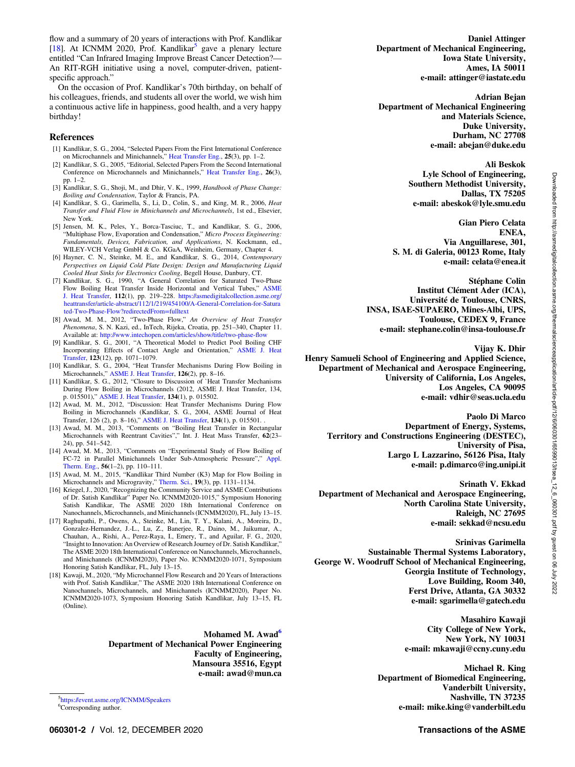flow and a summary of 20 years of interactions with Prof. Kandlikar [18]. At ICNMM 2020, Prof. Kandlikar[5] gave a plenary lecture entitled "Can Infrared Imaging Improve Breast Cancer Detection?—An RIT-RGH initiative using a novel, computer-driven, patient-specific approach."

On the occasion of Prof. Kandlikar's 70th birthday, on behalf of his colleagues, friends, and students all over the world, we wish him a continuous active life in happiness, good health, and a very happy birthday!

## References

[1] Kandlikar, S. G., 2004, "Selected Papers From the First International Conference on Microchannels and Minichannels," Heat Transfer Eng., **25**(3), pp. 1–2.

[2] Kandlikar, S. G., 2005, "Editorial, Selected Papers From the Second International Conference on Microchannels and Minichannels," Heat Transfer Eng., **26**(3), pp. 1–2.

[3] Kandlikar, S. G., Shoji, M., and Dhir, V. K., 1999, *Handbook of Phase Change: Boiling and Condensation*, Taylor & Francis, PA.

[4] Kandlikar, S. G., Garimella, S., Li, D., Colin, S., and King, M. R., 2006, *Heat Transfer and Fluid Flow in Minichannels and Microchannels*, 1st ed., Elsevier, New York.

[5] Jensen, M. K., Peles, Y., Borca-Tasciuc, T., and Kandlikar, S. G., 2006, "Multiphase Flow, Evaporation and Condensation," *Micro Process Engineering: Fundamentals, Devices, Fabrication, and Applications*, N. Kockmann, ed., WILEY-VCH Verlag GmbH & Co. KGaA, Weinheim, Germany, Chapter 4.

[6] Hayner, C. N., Steinke, M. E., and Kandlikar, S. G., 2014, *Contemporary Perspectives on Liquid Cold Plate Design: Design and Manufacturing Liquid Cooled Heat Sinks for Electronics Cooling*, Begell House, Danbury, CT.

[7] Kandlikar, S. G., 1990, "A General Correlation for Saturated Two-Phase Flow Boiling Heat Transfer Inside Horizontal and Vertical Tubes," ASME J. Heat Transfer, **112**(1), pp. 219–228. https://asmedigitalcollection.asme.org/heattransfer/article-abstract/112/1/219/454100/A-General-Correlation-for-Saturated-Two-Phase-Flow?redirectedFrom=fulltext

[8] Awad, M. M., 2012, "Two-Phase Flow," *An Overview of Heat Transfer Phenomena*, S. N. Kazi, ed., InTech, Rijeka, Croatia, pp. 251–340, Chapter 11. Available at: http://www.intechopen.com/articles/show/title/two-phase-flow

[9] Kandlikar, S. G., 2001, "A Theoretical Model to Predict Pool Boiling CHF Incorporating Effects of Contact Angle and Orientation," ASME J. Heat Transfer, **123**(12), pp. 1071–1079.

[10] Kandlikar, S. G., 2004, "Heat Transfer Mechanisms During Flow Boiling in Microchannels," ASME J. Heat Transfer, **126**(2), pp. 8–16.

[11] Kandlikar, S. G., 2012, "Closure to Discussion of `Heat Transfer Mechanisms During Flow Boiling in Microchannels (2012, ASME J. Heat Transfer, 134, p. 015501)," ASME J. Heat Transfer, **134**(1), p. 015502.

[12] Awad, M. M., 2012, "Discussion: Heat Transfer Mechanisms During Flow Boiling in Microchannels (Kandlikar, S. G., 2004, ASME Journal of Heat Transfer, 126 (2), p. 8–16)," ASME J. Heat Transfer, **134**(1), p. 015501. .

[13] Awad, M. M., 2013, "Comments on "Boiling Heat Transfer in Rectangular Microchannels with Reentrant Cavities"," Int. J. Heat Mass Transfer, **62**(23–24), pp. 541–542.

[14] Awad, M. M., 2013, "Comments on "Experimental Study of Flow Boiling of FC-72 in Parallel Minichannels Under Sub-Atmospheric Pressure"," Appl. Therm. Eng., **56**(1–2), pp. 110–111.

[15] Awad, M. M., 2015, "Kandlikar Third Number (K3) Map for Flow Boiling in Microchannels and Microgravity," Therm. Sci., **19**(3), pp. 1131–1134.

[16] Kriegel, J., 2020, "Recognizing the Community Service and ASME Contributions of Dr. Satish Kandlikar" Paper No. ICNMM2020-1015," Symposium Honoring Satish Kandlikar, The ASME 2020 18th International Conference on Nanochannels, Microchannels, and Minichannels (ICNMM2020), FL, July 13–15.

[17] Raghupathi, P., Owens, A., Steinke, M., Lin, T. Y., Kalani, A., Moreira, D., Gonzalez-Hernandez, J.-L., Lu, Z., Banerjee, R., Daino, M., Jaikumar, A., Chauhan, A., Rishi, A., Perez-Raya, I., Emery, T., and Aguilar, F. G., 2020, "Insight to Innovation: An Overview of Research Journey of Dr. Satish Kandlikar," The ASME 2020 18th International Conference on Nanochannels, Microchannels, and Minichannels (ICNMM2020), Paper No. ICNMM2020-1071, Symposium Honoring Satish Kandlikar, FL, July 13–15.

[18] Kawaji, M., 2020, "My Microchannel Flow Research and 20 Years of Interactions with Prof. Satish Kandlikar," The ASME 2020 18th International Conference on Nanochannels, Microchannels, and Minichannels (ICNMM2020), Paper No. ICNMM2020-1073, Symposium Honoring Satish Kandlikar, July 13–15, FL (Online).

**Mohamed M. Awad[6]**
**Department of Mechanical Power Engineering,**
**Faculty of Engineering,**
**Mansoura 35516, Egypt**
**e-mail: awad@mun.ca**

**Daniel Attinger**
**Department of Mechanical Engineering,**
**Iowa State University,**
**Ames, IA 50011**
**e-mail: attinger@iastate.edu**

**Adrian Bejan**
**Department of Mechanical Engineering and Materials Science,**
**Duke University,**
**Durham, NC 27708**
**e-mail: abejan@duke.edu**

**Ali Beskok**
**Lyle School of Engineering,**
**Southern Methodist University,**
**Dallas, TX 75205**
**e-mail: abeskok@lyle.smu.edu**

**Gian Piero Celata**
**ENEA,**
**Via Anguillarese, 301,**
**S. M. di Galeria, 00123 Rome, Italy**
**e-mail: celata@enea.it**

**Stéphane Colin**
**Institut Clément Ader (ICA),**
**Université de Toulouse, CNRS,**
**INSA, ISAE-SUPAERO, Mines-Albi, UPS,**
**Toulouse, CEDEX 9, France**
**e-mail: stephane.colin@insa-toulouse.fr**

**Vijay K. Dhir**
**Henry Samueli School of Engineering and Applied Science,**
**Department of Mechanical and Aerospace Engineering,**
**University of California, Los Angeles,**
**Los Angeles, CA 90095**
**e-mail: vdhir@seas.ucla.edu**

**Paolo Di Marco**
**Department of Energy, Systems,**
**Territory and Constructions Engineering (DESTEC),**
**University of Pisa,**
**Largo L Lazzarino, 56126 Pisa, Italy**
**e-mail: p.dimarco@ing.unipi.it**

**Srinath V. Ekkad**
**Department of Mechanical and Aerospace Engineering,**
**North Carolina State University,**
**Raleigh, NC 27695**
**e-mail: sekkad@ncsu.edu**

**Srinivas Garimella**
**Sustainable Thermal Systems Laboratory,**
**George W. Woodruff School of Mechanical Engineering,**
**Georgia Institute of Technology,**
**Love Building, Room 340,**
**Ferst Drive, Atlanta, GA 30332**
**e-mail: sgarimella@gatech.edu**

**Masahiro Kawaji**
**City College of New York,**
**New York, NY 10031**
**e-mail: mkawaji@ccny.cuny.edu**

**Michael R. King**
**Department of Biomedical Engineering,**
**Vanderbilt University,**
**Nashville, TN 37235**
**e-mail: mike.king@vanderbilt.edu**

[5] https://event.asme.org/ICNMM/Speakers

[6] Corresponding author.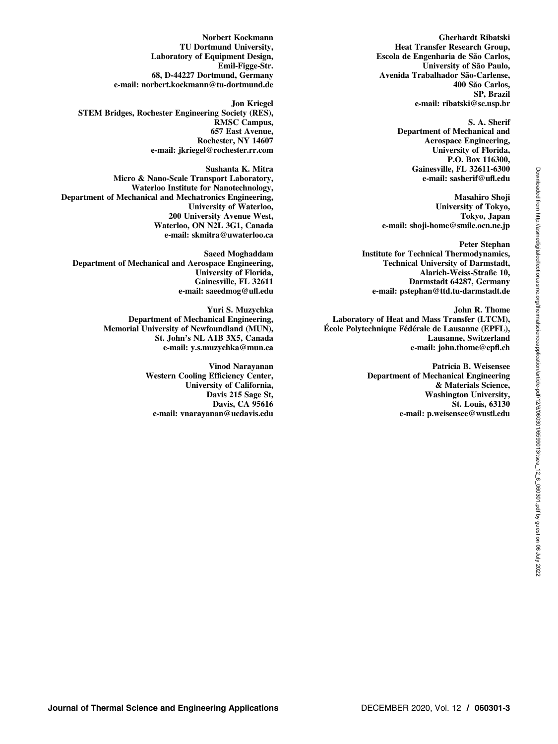**Norbert Kockmann**
**TU Dortmund University,**
**Laboratory of Equipment Design,**
**Emil-Figge-Str.**
**68, D-44227 Dortmund, Germany**
**e-mail: norbert.kockmann@tu-dortmund.de**

**Jon Kriegel**
**STEM Bridges, Rochester Engineering Society (RES),**
**RMSC Campus,**
**657 East Avenue,**
**Rochester, NY 14607**
**e-mail: jkriegel@rochester.rr.com**

**Sushanta K. Mitra**
**Micro & Nano-Scale Transport Laboratory,**
**Waterloo Institute for Nanotechnology,**
**Department of Mechanical and Mechatronics Engineering,**
**University of Waterloo,**
**200 University Avenue West,**
**Waterloo, ON N2L 3G1, Canada**
**e-mail: skmitra@uwaterloo.ca**

**Saeed Moghaddam**
**Department of Mechanical and Aerospace Engineering,**
**University of Florida,**
**Gainesville, FL 32611**
**e-mail: saeedmog@ufl.edu**

**Yuri S. Muzychka**
**Department of Mechanical Engineering,**
**Memorial University of Newfoundland (MUN),**
**St. John's NL A1B 3X5, Canada**
**e-mail: y.s.muzychka@mun.ca**

**Vinod Narayanan**
**Western Cooling Efficiency Center,**
**University of California,**
**Davis 215 Sage St,**
**Davis, CA 95616**
**e-mail: vnarayanan@ucdavis.edu**

**Gherhardt Ribatski**
**Heat Transfer Research Group,**
**Escola de Engenharia de São Carlos,**
**University of São Paulo,**
**Avenida Trabalhador São-Carlense,**
**400 São Carlos,**
**SP, Brazil**
**e-mail: ribatski@sc.usp.br**

**S. A. Sherif**
**Department of Mechanical and**
**Aerospace Engineering,**
**University of Florida,**
**P.O. Box 116300,**
**Gainesville, FL 32611-6300**
**e-mail: sasherif@ufl.edu**

**Masahiro Shoji**
**University of Tokyo,**
**Tokyo, Japan**
**e-mail: shoji-home@smile.ocn.ne.jp**

**Peter Stephan**
**Institute for Technical Thermodynamics,**
**Technical University of Darmstadt,**
**Alarich-Weiss-Straße 10,**
**Darmstadt 64287, Germany**
**e-mail: pstephan@ttd.tu-darmstadt.de**

**John R. Thome**
**Laboratory of Heat and Mass Transfer (LTCM),**
**École Polytechnique Fédérale de Lausanne (EPFL),**
**Lausanne, Switzerland**
**e-mail: john.thome@epfl.ch**

**Patricia B. Weisensee**
**Department of Mechanical Engineering**
**& Materials Science,**
**Washington University,**
**St. Louis, 63130**
**e-mail: p.weisensee@wustl.edu**